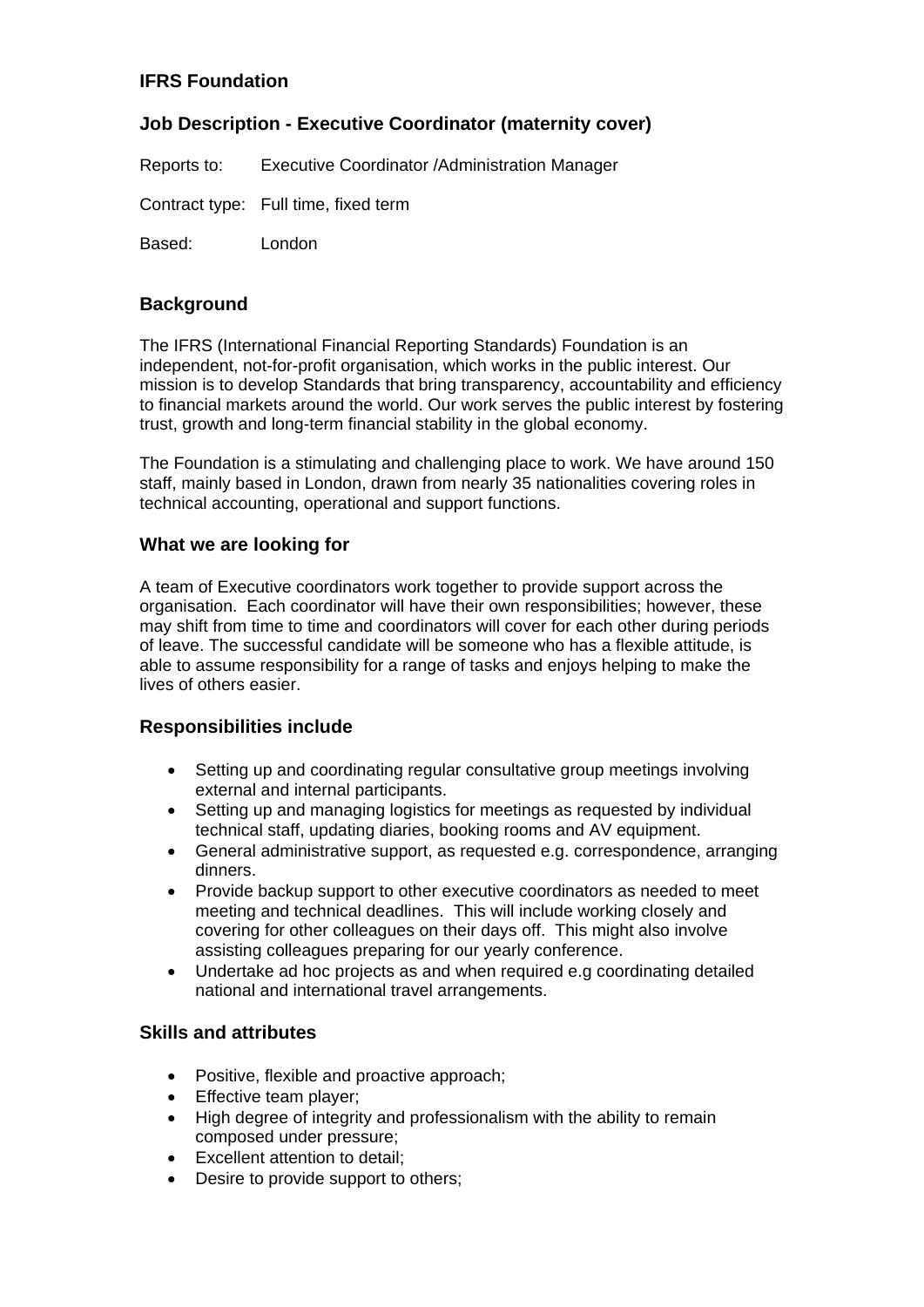# IFRS Foundation

## Job Description - Executive Coordinator (maternity cover)

Reports to: Executive Coordinator /Administration Manager

Contract type: Full time, fixed term

Based: London

## Background

The IFRS (International Financial Reporting Standards) Foundation is an independent, not-for-profit organisation, which works in the public interest. Our mission is to develop Standards that bring transparency, accountability and efficiency to financial markets around the world. Our work serves the public interest by fostering trust, growth and long-term financial stability in the global economy.

The Foundation is a stimulating and challenging place to work. We have around 150 staff, mainly based in London, drawn from nearly 35 nationalities covering roles in technical accounting, operational and support functions.

## What we are looking for

A team of Executive coordinators work together to provide support across the organisation. Each coordinator will have their own responsibilities; however, these may shift from time to time and coordinators will cover for each other during periods of leave. The successful candidate will be someone who has a flexible attitude, is able to assume responsibility for a range of tasks and enjoys helping to make the lives of others easier.

## Responsibilities include

- Setting up and coordinating regular consultative group meetings involving external and internal participants.
- Setting up and managing logistics for meetings as requested by individual technical staff, updating diaries, booking rooms and AV equipment.
- General administrative support, as requested e.g. correspondence, arranging dinners.
- Provide backup support to other executive coordinators as needed to meet meeting and technical deadlines. This will include working closely and covering for other colleagues on their days off. This might also involve assisting colleagues preparing for our yearly conference.
- Undertake ad hoc projects as and when required e.g coordinating detailed national and international travel arrangements.

## Skills and attributes

- Positive, flexible and proactive approach;
- Effective team player;
- High degree of integrity and professionalism with the ability to remain composed under pressure;
- Excellent attention to detail;
- Desire to provide support to others;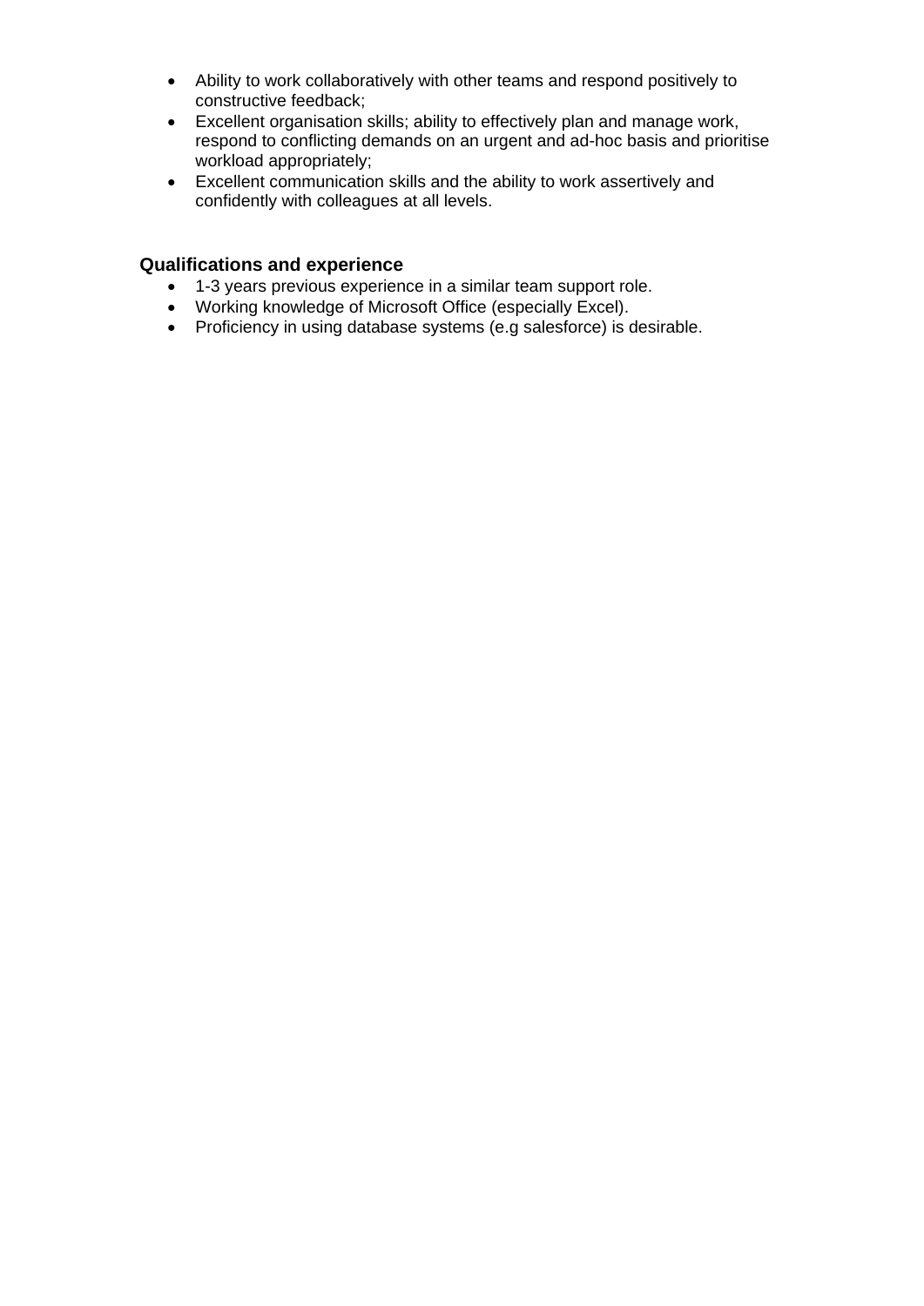- Ability to work collaboratively with other teams and respond positively to constructive feedback;
- Excellent organisation skills; ability to effectively plan and manage work, respond to conflicting demands on an urgent and ad-hoc basis and prioritise workload appropriately;
- Excellent communication skills and the ability to work assertively and confidently with colleagues at all levels.

## Qualifications and experience

- 1-3 years previous experience in a similar team support role.
- Working knowledge of Microsoft Office (especially Excel).
- Proficiency in using database systems (e.g salesforce) is desirable.